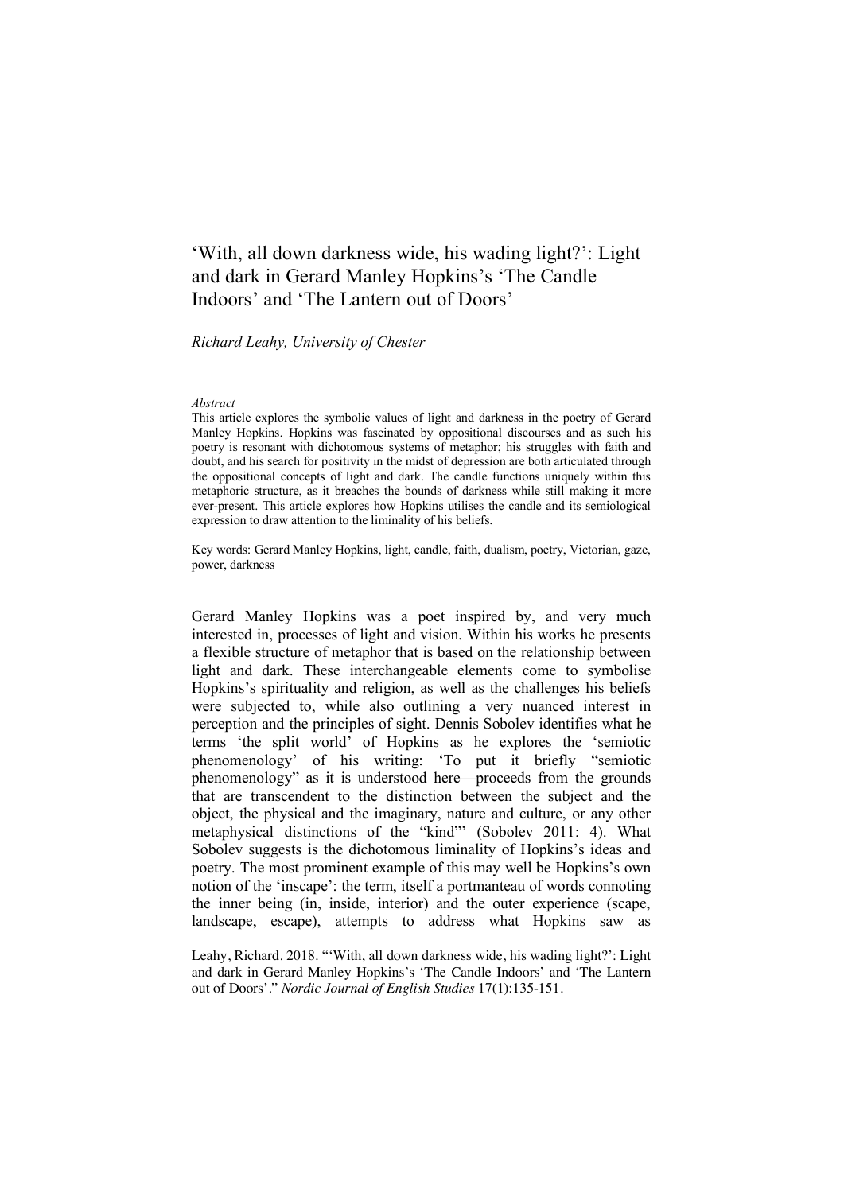# 'With, all down darkness wide, his wading light?': Light and dark in Gerard Manley Hopkins's 'The Candle Indoors' and 'The Lantern out of Doors'

*Richard Leahy, University of Chester*

*Abstract*

This article explores the symbolic values of light and darkness in the poetry of Gerard Manley Hopkins. Hopkins was fascinated by oppositional discourses and as such his poetry is resonant with dichotomous systems of metaphor; his struggles with faith and doubt, and his search for positivity in the midst of depression are both articulated through the oppositional concepts of light and dark. The candle functions uniquely within this metaphoric structure, as it breaches the bounds of darkness while still making it more ever-present. This article explores how Hopkins utilises the candle and its semiological expression to draw attention to the liminality of his beliefs.

Key words: Gerard Manley Hopkins, light, candle, faith, dualism, poetry, Victorian, gaze, power, darkness

Gerard Manley Hopkins was a poet inspired by, and very much interested in, processes of light and vision. Within his works he presents a flexible structure of metaphor that is based on the relationship between light and dark. These interchangeable elements come to symbolise Hopkins's spirituality and religion, as well as the challenges his beliefs were subjected to, while also outlining a very nuanced interest in perception and the principles of sight. Dennis Sobolev identifies what he terms 'the split world' of Hopkins as he explores the 'semiotic phenomenology' of his writing: 'To put it briefly "semiotic phenomenology" as it is understood here—proceeds from the grounds that are transcendent to the distinction between the subject and the object, the physical and the imaginary, nature and culture, or any other metaphysical distinctions of the "kind"' (Sobolev 2011: 4). What Sobolev suggests is the dichotomous liminality of Hopkins's ideas and poetry. The most prominent example of this may well be Hopkins's own notion of the 'inscape': the term, itself a portmanteau of words connoting the inner being (in, inside, interior) and the outer experience (scape, landscape, escape), attempts to address what Hopkins saw as

Leahy, Richard. 2018. "'With, all down darkness wide, his wading light?': Light and dark in Gerard Manley Hopkins's 'The Candle Indoors' and 'The Lantern out of Doors'." *Nordic Journal of English Studies* 17(1):135-151.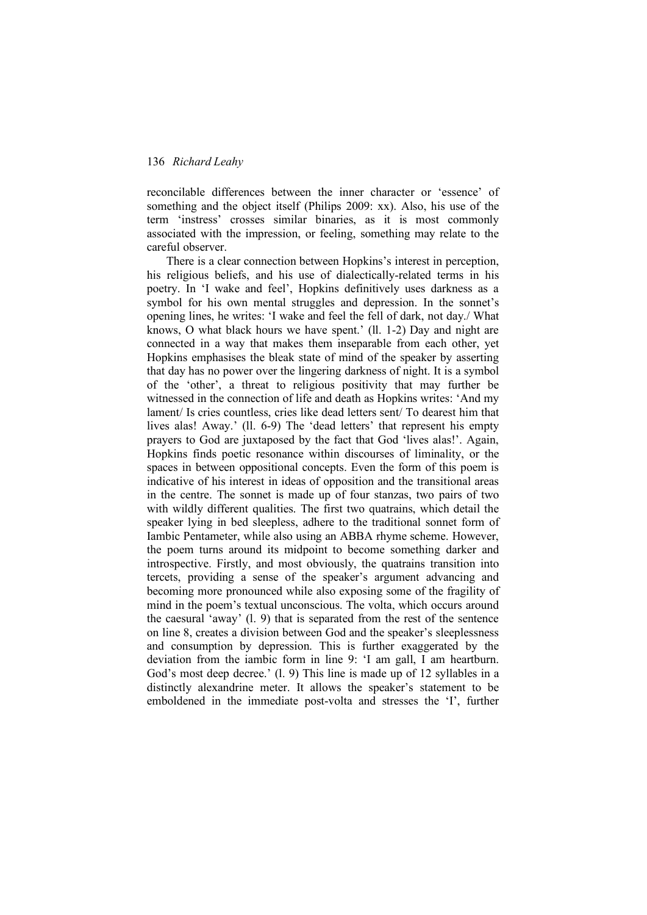reconcilable differences between the inner character or 'essence' of something and the object itself (Philips 2009: xx). Also, his use of the term 'instress' crosses similar binaries, as it is most commonly associated with the impression, or feeling, something may relate to the careful observer.

There is a clear connection between Hopkins's interest in perception, his religious beliefs, and his use of dialectically-related terms in his poetry. In 'I wake and feel', Hopkins definitively uses darkness as a symbol for his own mental struggles and depression. In the sonnet's opening lines, he writes: 'I wake and feel the fell of dark, not day./ What knows, O what black hours we have spent.' (ll. 1-2) Day and night are connected in a way that makes them inseparable from each other, yet Hopkins emphasises the bleak state of mind of the speaker by asserting that day has no power over the lingering darkness of night. It is a symbol of the 'other', a threat to religious positivity that may further be witnessed in the connection of life and death as Hopkins writes: 'And my lament/ Is cries countless, cries like dead letters sent/ To dearest him that lives alas! Away.' (ll. 6-9) The 'dead letters' that represent his empty prayers to God are juxtaposed by the fact that God 'lives alas!'. Again, Hopkins finds poetic resonance within discourses of liminality, or the spaces in between oppositional concepts. Even the form of this poem is indicative of his interest in ideas of opposition and the transitional areas in the centre. The sonnet is made up of four stanzas, two pairs of two with wildly different qualities. The first two quatrains, which detail the speaker lying in bed sleepless, adhere to the traditional sonnet form of Iambic Pentameter, while also using an ABBA rhyme scheme. However, the poem turns around its midpoint to become something darker and introspective. Firstly, and most obviously, the quatrains transition into tercets, providing a sense of the speaker's argument advancing and becoming more pronounced while also exposing some of the fragility of mind in the poem's textual unconscious. The volta, which occurs around the caesural 'away' (l. 9) that is separated from the rest of the sentence on line 8, creates a division between God and the speaker's sleeplessness and consumption by depression. This is further exaggerated by the deviation from the iambic form in line 9: 'I am gall, I am heartburn. God's most deep decree.' (l. 9) This line is made up of 12 syllables in a distinctly alexandrine meter. It allows the speaker's statement to be emboldened in the immediate post-volta and stresses the 'I', further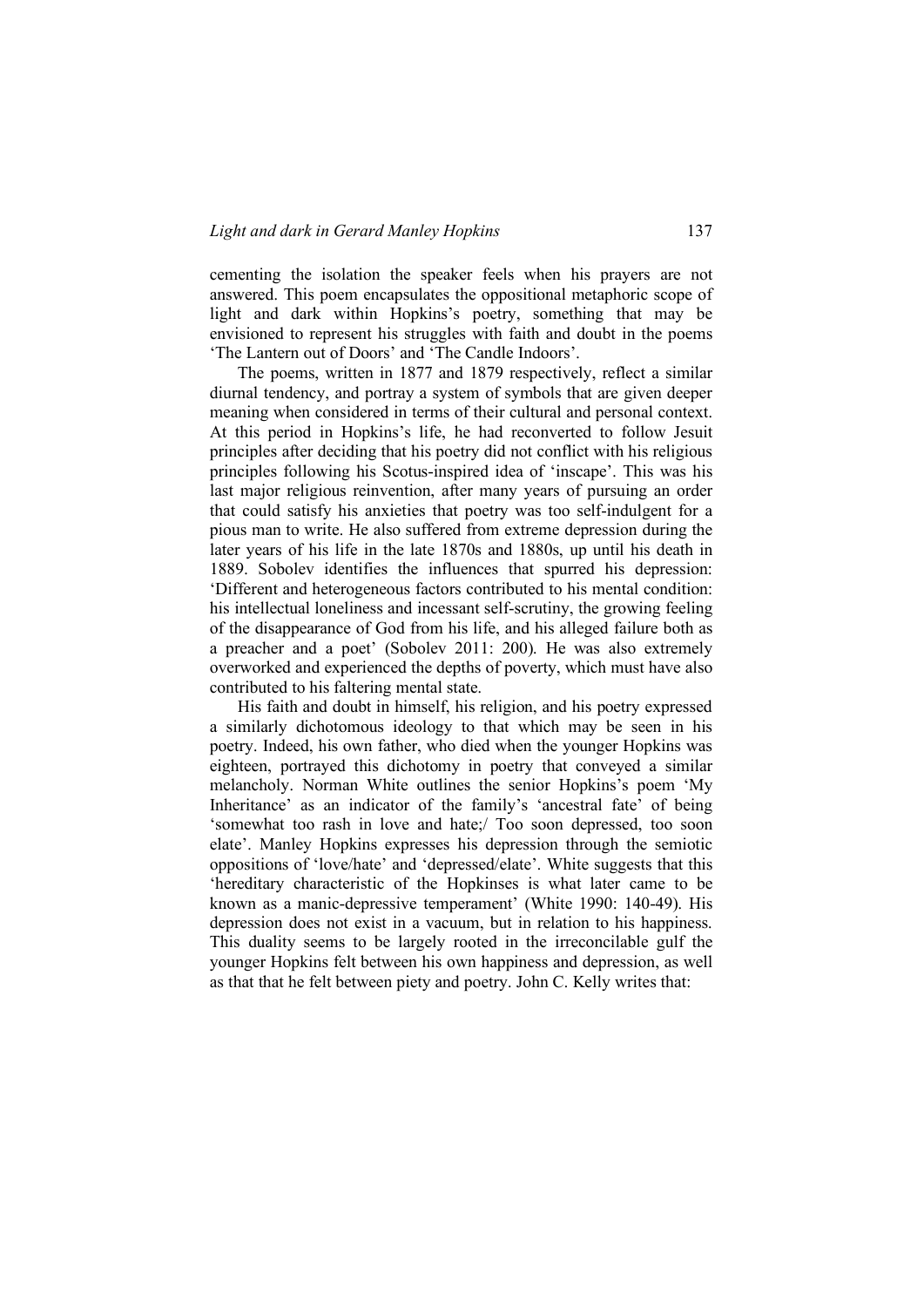cementing the isolation the speaker feels when his prayers are not answered. This poem encapsulates the oppositional metaphoric scope of light and dark within Hopkins's poetry, something that may be envisioned to represent his struggles with faith and doubt in the poems 'The Lantern out of Doors' and 'The Candle Indoors'.

The poems, written in 1877 and 1879 respectively, reflect a similar diurnal tendency, and portray a system of symbols that are given deeper meaning when considered in terms of their cultural and personal context. At this period in Hopkins's life, he had reconverted to follow Jesuit principles after deciding that his poetry did not conflict with his religious principles following his Scotus-inspired idea of 'inscape'. This was his last major religious reinvention, after many years of pursuing an order that could satisfy his anxieties that poetry was too self-indulgent for a pious man to write. He also suffered from extreme depression during the later years of his life in the late 1870s and 1880s, up until his death in 1889. Sobolev identifies the influences that spurred his depression: 'Different and heterogeneous factors contributed to his mental condition: his intellectual loneliness and incessant self-scrutiny, the growing feeling of the disappearance of God from his life, and his alleged failure both as a preacher and a poet' (Sobolev 2011: 200). He was also extremely overworked and experienced the depths of poverty, which must have also contributed to his faltering mental state.

His faith and doubt in himself, his religion, and his poetry expressed a similarly dichotomous ideology to that which may be seen in his poetry. Indeed, his own father, who died when the younger Hopkins was eighteen, portrayed this dichotomy in poetry that conveyed a similar melancholy. Norman White outlines the senior Hopkins's poem 'My Inheritance' as an indicator of the family's 'ancestral fate' of being 'somewhat too rash in love and hate;/ Too soon depressed, too soon elate'. Manley Hopkins expresses his depression through the semiotic oppositions of 'love/hate' and 'depressed/elate'. White suggests that this 'hereditary characteristic of the Hopkinses is what later came to be known as a manic-depressive temperament' (White 1990: 140-49). His depression does not exist in a vacuum, but in relation to his happiness. This duality seems to be largely rooted in the irreconcilable gulf the younger Hopkins felt between his own happiness and depression, as well as that that he felt between piety and poetry. John C. Kelly writes that: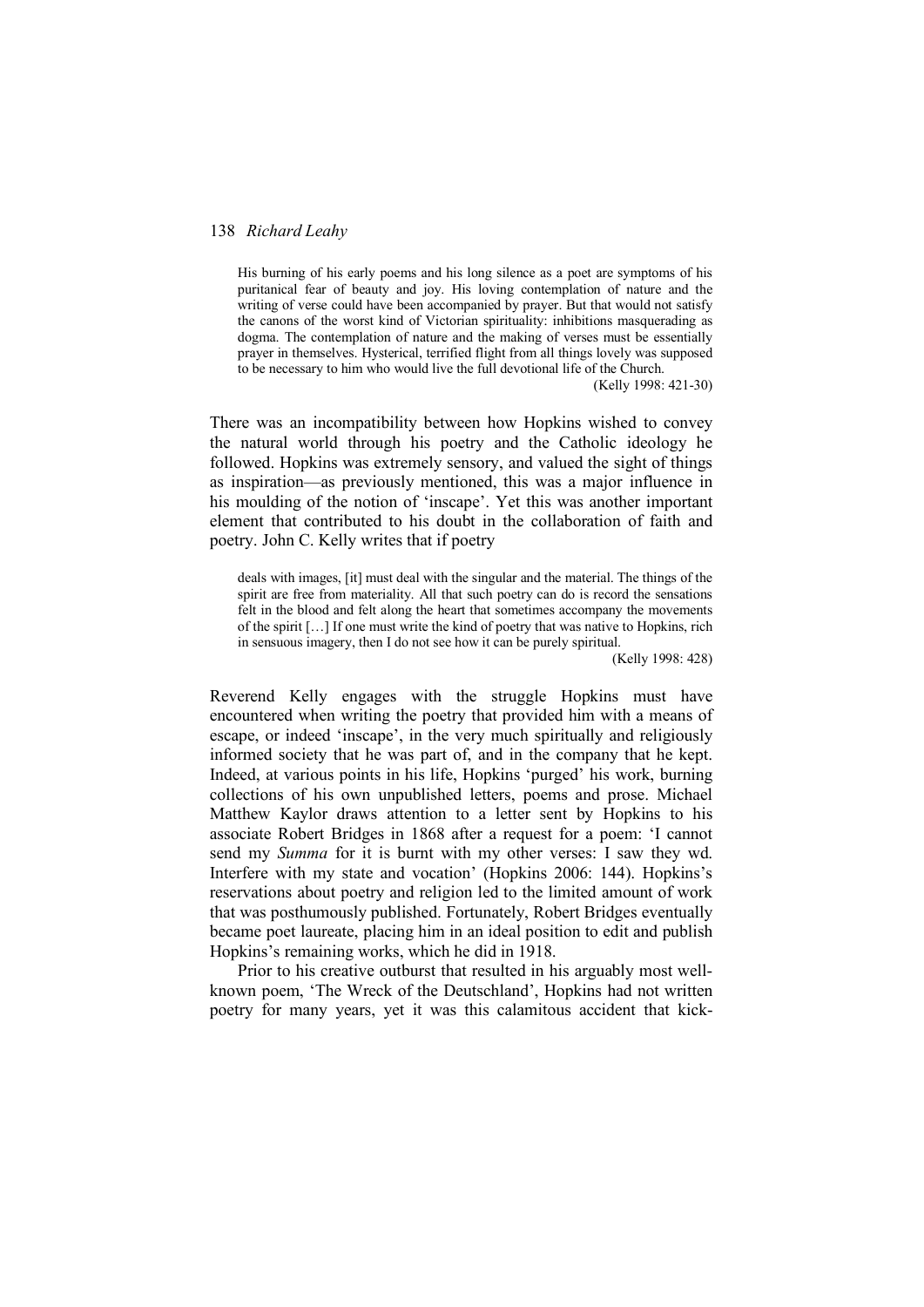> His burning of his early poems and his long silence as a poet are symptoms of his puritanical fear of beauty and joy. His loving contemplation of nature and the writing of verse could have been accompanied by prayer. But that would not satisfy the canons of the worst kind of Victorian spirituality: inhibitions masquerading as dogma. The contemplation of nature and the making of verses must be essentially prayer in themselves. Hysterical, terrified flight from all things lovely was supposed to be necessary to him who would live the full devotional life of the Church.
>
> (Kelly 1998: 421-30)

There was an incompatibility between how Hopkins wished to convey the natural world through his poetry and the Catholic ideology he followed. Hopkins was extremely sensory, and valued the sight of things as inspiration—as previously mentioned, this was a major influence in his moulding of the notion of 'inscape'. Yet this was another important element that contributed to his doubt in the collaboration of faith and poetry. John C. Kelly writes that if poetry

> deals with images, [it] must deal with the singular and the material. The things of the spirit are free from materiality. All that such poetry can do is record the sensations felt in the blood and felt along the heart that sometimes accompany the movements of the spirit […] If one must write the kind of poetry that was native to Hopkins, rich in sensuous imagery, then I do not see how it can be purely spiritual.
>
> (Kelly 1998: 428)

Reverend Kelly engages with the struggle Hopkins must have encountered when writing the poetry that provided him with a means of escape, or indeed 'inscape', in the very much spiritually and religiously informed society that he was part of, and in the company that he kept. Indeed, at various points in his life, Hopkins 'purged' his work, burning collections of his own unpublished letters, poems and prose. Michael Matthew Kaylor draws attention to a letter sent by Hopkins to his associate Robert Bridges in 1868 after a request for a poem: 'I cannot send my *Summa* for it is burnt with my other verses: I saw they wd. Interfere with my state and vocation' (Hopkins 2006: 144). Hopkins's reservations about poetry and religion led to the limited amount of work that was posthumously published. Fortunately, Robert Bridges eventually became poet laureate, placing him in an ideal position to edit and publish Hopkins's remaining works, which he did in 1918.

Prior to his creative outburst that resulted in his arguably most well-known poem, 'The Wreck of the Deutschland', Hopkins had not written poetry for many years, yet it was this calamitous accident that kick-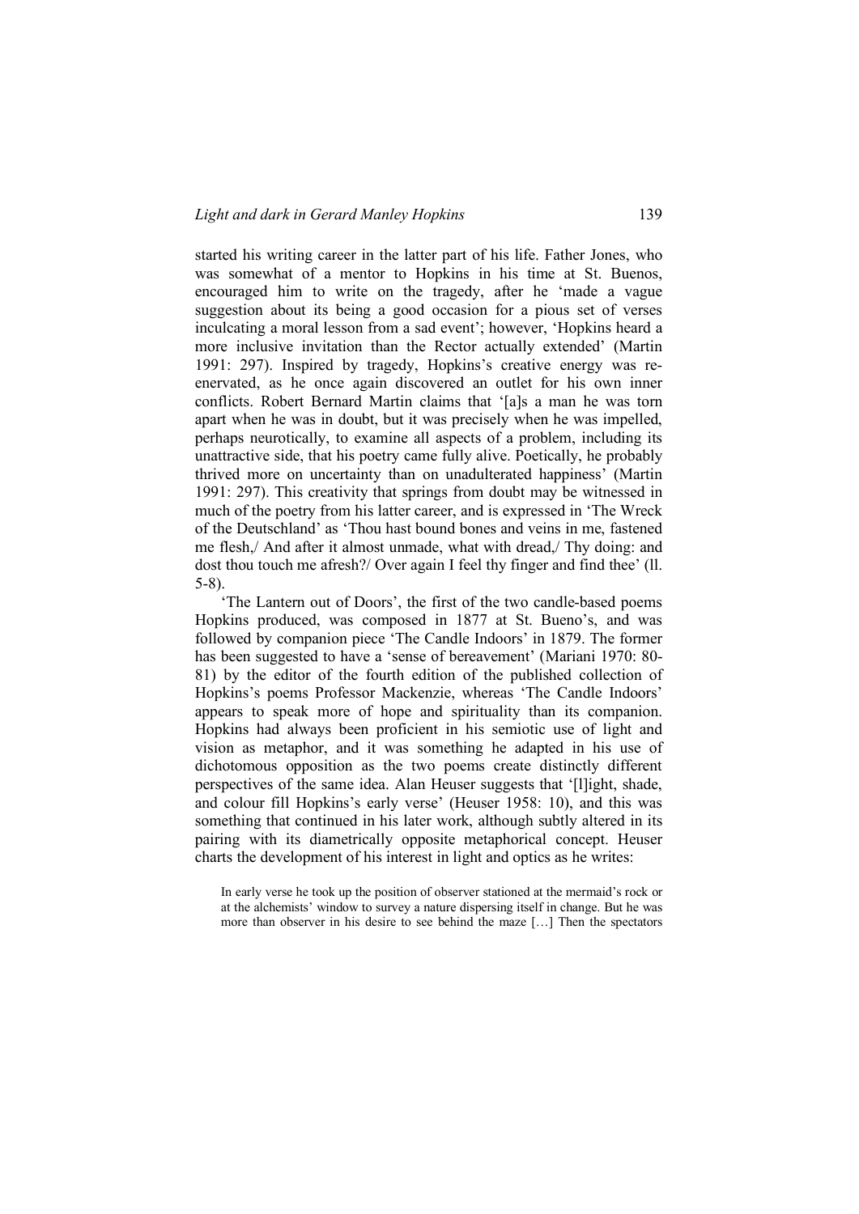started his writing career in the latter part of his life. Father Jones, who was somewhat of a mentor to Hopkins in his time at St. Buenos, encouraged him to write on the tragedy, after he 'made a vague suggestion about its being a good occasion for a pious set of verses inculcating a moral lesson from a sad event'; however, 'Hopkins heard a more inclusive invitation than the Rector actually extended' (Martin 1991: 297). Inspired by tragedy, Hopkins's creative energy was re-enervated, as he once again discovered an outlet for his own inner conflicts. Robert Bernard Martin claims that '[a]s a man he was torn apart when he was in doubt, but it was precisely when he was impelled, perhaps neurotically, to examine all aspects of a problem, including its unattractive side, that his poetry came fully alive. Poetically, he probably thrived more on uncertainty than on unadulterated happiness' (Martin 1991: 297). This creativity that springs from doubt may be witnessed in much of the poetry from his latter career, and is expressed in 'The Wreck of the Deutschland' as 'Thou hast bound bones and veins in me, fastened me flesh,/ And after it almost unmade, what with dread,/ Thy doing: and dost thou touch me afresh?/ Over again I feel thy finger and find thee' (ll. 5-8).

'The Lantern out of Doors', the first of the two candle-based poems Hopkins produced, was composed in 1877 at St. Bueno's, and was followed by companion piece 'The Candle Indoors' in 1879. The former has been suggested to have a 'sense of bereavement' (Mariani 1970: 80-81) by the editor of the fourth edition of the published collection of Hopkins's poems Professor Mackenzie, whereas 'The Candle Indoors' appears to speak more of hope and spirituality than its companion. Hopkins had always been proficient in his semiotic use of light and vision as metaphor, and it was something he adapted in his use of dichotomous opposition as the two poems create distinctly different perspectives of the same idea. Alan Heuser suggests that '[l]ight, shade, and colour fill Hopkins's early verse' (Heuser 1958: 10), and this was something that continued in his later work, although subtly altered in its pairing with its diametrically opposite metaphorical concept. Heuser charts the development of his interest in light and optics as he writes:

> In early verse he took up the position of observer stationed at the mermaid's rock or at the alchemists' window to survey a nature dispersing itself in change. But he was more than observer in his desire to see behind the maze […] Then the spectators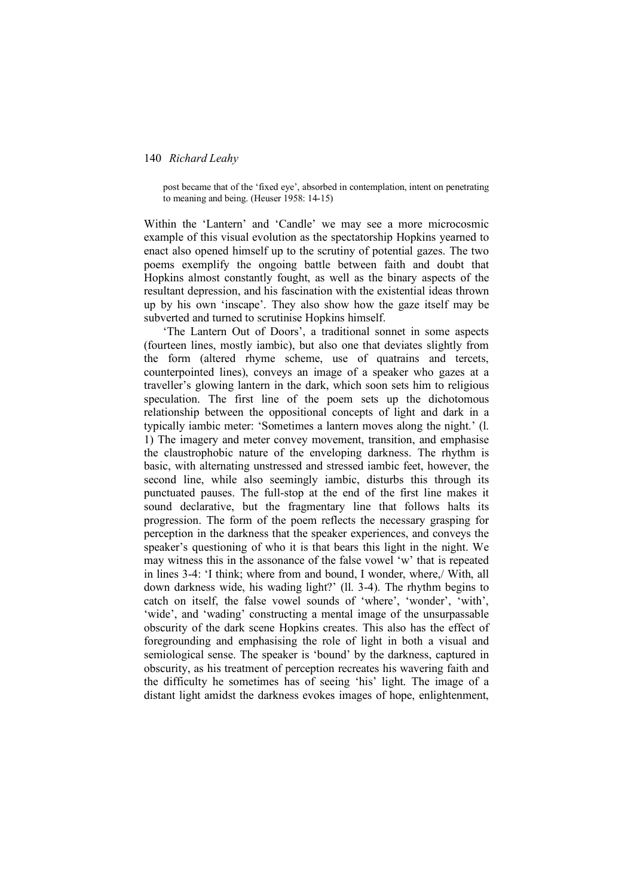post became that of the 'fixed eye', absorbed in contemplation, intent on penetrating to meaning and being. (Heuser 1958: 14-15)

Within the 'Lantern' and 'Candle' we may see a more microcosmic example of this visual evolution as the spectatorship Hopkins yearned to enact also opened himself up to the scrutiny of potential gazes. The two poems exemplify the ongoing battle between faith and doubt that Hopkins almost constantly fought, as well as the binary aspects of the resultant depression, and his fascination with the existential ideas thrown up by his own 'inscape'. They also show how the gaze itself may be subverted and turned to scrutinise Hopkins himself.

'The Lantern Out of Doors', a traditional sonnet in some aspects (fourteen lines, mostly iambic), but also one that deviates slightly from the form (altered rhyme scheme, use of quatrains and tercets, counterpointed lines), conveys an image of a speaker who gazes at a traveller's glowing lantern in the dark, which soon sets him to religious speculation. The first line of the poem sets up the dichotomous relationship between the oppositional concepts of light and dark in a typically iambic meter: 'Sometimes a lantern moves along the night.' (l. 1) The imagery and meter convey movement, transition, and emphasise the claustrophobic nature of the enveloping darkness. The rhythm is basic, with alternating unstressed and stressed iambic feet, however, the second line, while also seemingly iambic, disturbs this through its punctuated pauses. The full-stop at the end of the first line makes it sound declarative, but the fragmentary line that follows halts its progression. The form of the poem reflects the necessary grasping for perception in the darkness that the speaker experiences, and conveys the speaker's questioning of who it is that bears this light in the night. We may witness this in the assonance of the false vowel 'w' that is repeated in lines 3-4: 'I think; where from and bound, I wonder, where,/ With, all down darkness wide, his wading light?' (ll. 3-4). The rhythm begins to catch on itself, the false vowel sounds of 'where', 'wonder', 'with', 'wide', and 'wading' constructing a mental image of the unsurpassable obscurity of the dark scene Hopkins creates. This also has the effect of foregrounding and emphasising the role of light in both a visual and semiological sense. The speaker is 'bound' by the darkness, captured in obscurity, as his treatment of perception recreates his wavering faith and the difficulty he sometimes has of seeing 'his' light. The image of a distant light amidst the darkness evokes images of hope, enlightenment,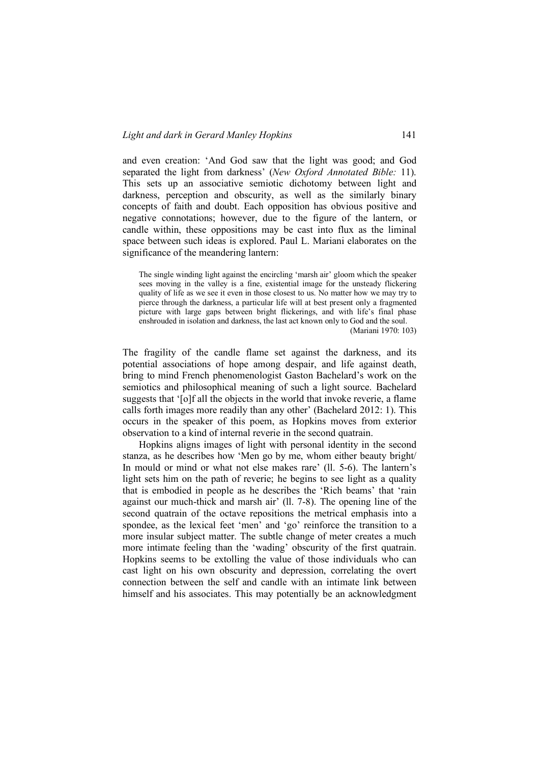and even creation: 'And God saw that the light was good; and God separated the light from darkness' (*New Oxford Annotated Bible:* 11). This sets up an associative semiotic dichotomy between light and darkness, perception and obscurity, as well as the similarly binary concepts of faith and doubt. Each opposition has obvious positive and negative connotations; however, due to the figure of the lantern, or candle within, these oppositions may be cast into flux as the liminal space between such ideas is explored. Paul L. Mariani elaborates on the significance of the meandering lantern:

> The single winding light against the encircling 'marsh air' gloom which the speaker sees moving in the valley is a fine, existential image for the unsteady flickering quality of life as we see it even in those closest to us. No matter how we may try to pierce through the darkness, a particular life will at best present only a fragmented picture with large gaps between bright flickerings, and with life's final phase enshrouded in isolation and darkness, the last act known only to God and the soul.
> (Mariani 1970: 103)

The fragility of the candle flame set against the darkness, and its potential associations of hope among despair, and life against death, bring to mind French phenomenologist Gaston Bachelard's work on the semiotics and philosophical meaning of such a light source. Bachelard suggests that '[o]f all the objects in the world that invoke reverie, a flame calls forth images more readily than any other' (Bachelard 2012: 1). This occurs in the speaker of this poem, as Hopkins moves from exterior observation to a kind of internal reverie in the second quatrain.

Hopkins aligns images of light with personal identity in the second stanza, as he describes how 'Men go by me, whom either beauty bright/ In mould or mind or what not else makes rare' (ll. 5-6). The lantern's light sets him on the path of reverie; he begins to see light as a quality that is embodied in people as he describes the 'Rich beams' that 'rain against our much-thick and marsh air' (ll. 7-8). The opening line of the second quatrain of the octave repositions the metrical emphasis into a spondee, as the lexical feet 'men' and 'go' reinforce the transition to a more insular subject matter. The subtle change of meter creates a much more intimate feeling than the 'wading' obscurity of the first quatrain. Hopkins seems to be extolling the value of those individuals who can cast light on his own obscurity and depression, correlating the overt connection between the self and candle with an intimate link between himself and his associates. This may potentially be an acknowledgment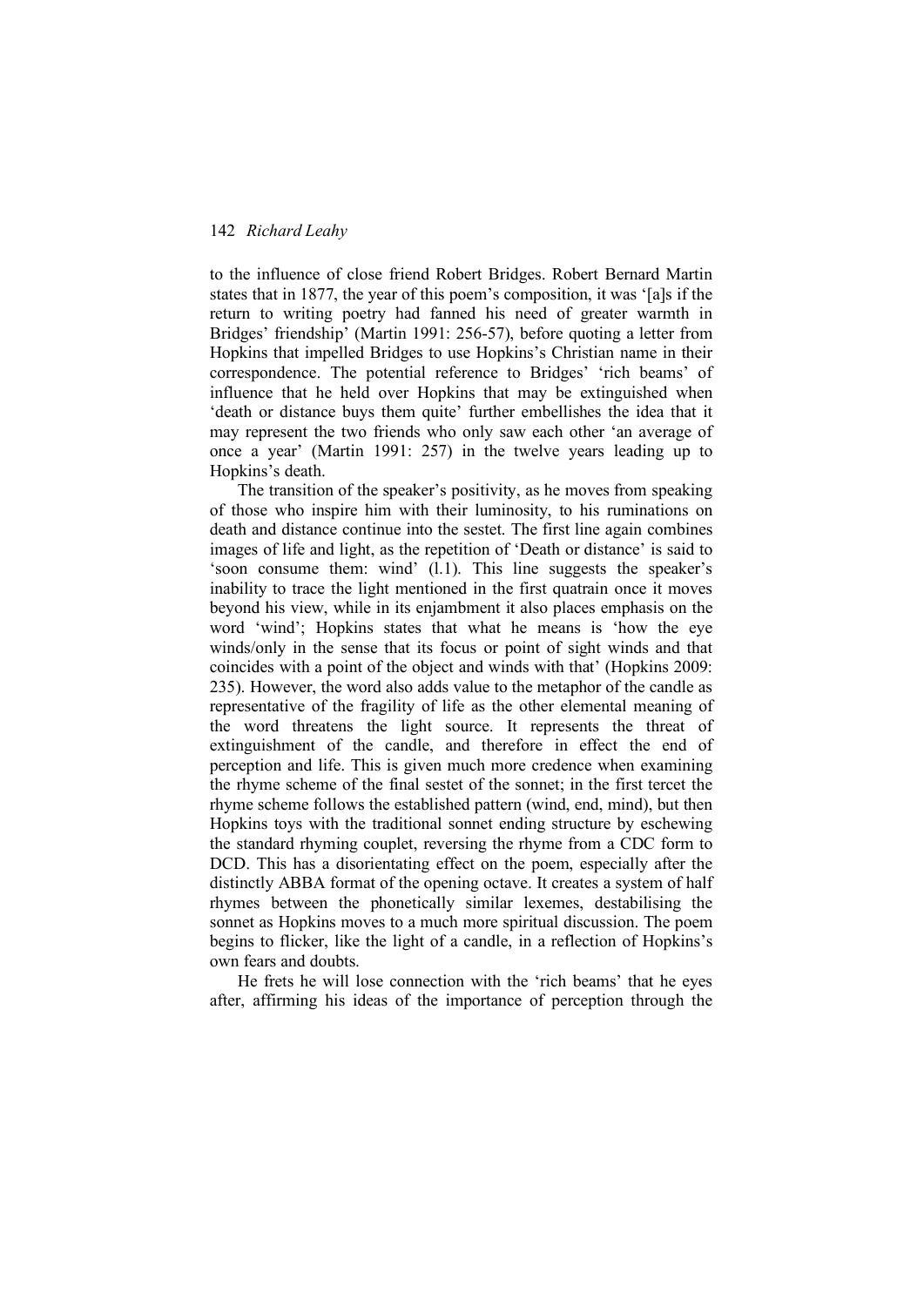to the influence of close friend Robert Bridges. Robert Bernard Martin states that in 1877, the year of this poem's composition, it was '[a]s if the return to writing poetry had fanned his need of greater warmth in Bridges' friendship' (Martin 1991: 256-57), before quoting a letter from Hopkins that impelled Bridges to use Hopkins's Christian name in their correspondence. The potential reference to Bridges' 'rich beams' of influence that he held over Hopkins that may be extinguished when 'death or distance buys them quite' further embellishes the idea that it may represent the two friends who only saw each other 'an average of once a year' (Martin 1991: 257) in the twelve years leading up to Hopkins's death.

The transition of the speaker's positivity, as he moves from speaking of those who inspire him with their luminosity, to his ruminations on death and distance continue into the sestet. The first line again combines images of life and light, as the repetition of 'Death or distance' is said to 'soon consume them: wind' (l.1). This line suggests the speaker's inability to trace the light mentioned in the first quatrain once it moves beyond his view, while in its enjambment it also places emphasis on the word 'wind'; Hopkins states that what he means is 'how the eye winds/only in the sense that its focus or point of sight winds and that coincides with a point of the object and winds with that' (Hopkins 2009: 235). However, the word also adds value to the metaphor of the candle as representative of the fragility of life as the other elemental meaning of the word threatens the light source. It represents the threat of extinguishment of the candle, and therefore in effect the end of perception and life. This is given much more credence when examining the rhyme scheme of the final sestet of the sonnet; in the first tercet the rhyme scheme follows the established pattern (wind, end, mind), but then Hopkins toys with the traditional sonnet ending structure by eschewing the standard rhyming couplet, reversing the rhyme from a CDC form to DCD. This has a disorientating effect on the poem, especially after the distinctly ABBA format of the opening octave. It creates a system of half rhymes between the phonetically similar lexemes, destabilising the sonnet as Hopkins moves to a much more spiritual discussion. The poem begins to flicker, like the light of a candle, in a reflection of Hopkins's own fears and doubts.

He frets he will lose connection with the 'rich beams' that he eyes after, affirming his ideas of the importance of perception through the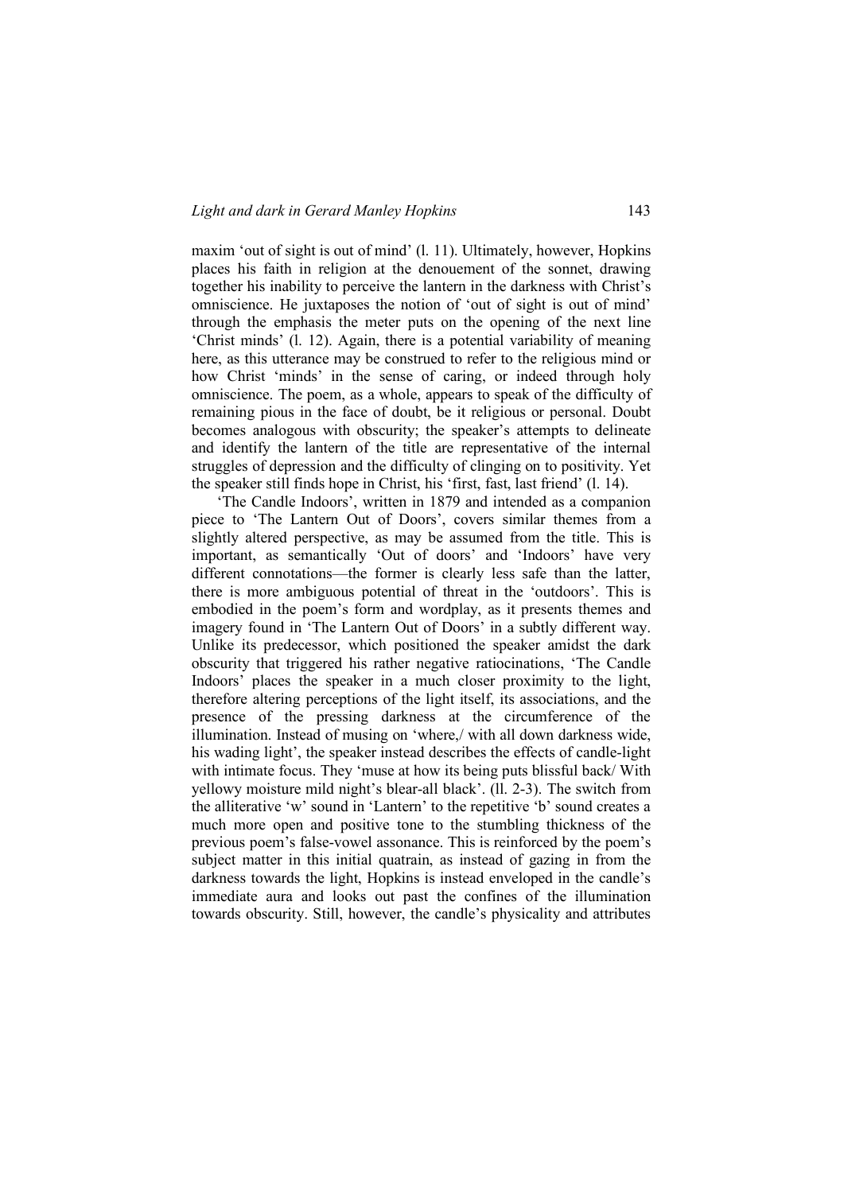maxim 'out of sight is out of mind' (l. 11). Ultimately, however, Hopkins places his faith in religion at the denouement of the sonnet, drawing together his inability to perceive the lantern in the darkness with Christ's omniscience. He juxtaposes the notion of 'out of sight is out of mind' through the emphasis the meter puts on the opening of the next line 'Christ minds' (l. 12). Again, there is a potential variability of meaning here, as this utterance may be construed to refer to the religious mind or how Christ 'minds' in the sense of caring, or indeed through holy omniscience. The poem, as a whole, appears to speak of the difficulty of remaining pious in the face of doubt, be it religious or personal. Doubt becomes analogous with obscurity; the speaker's attempts to delineate and identify the lantern of the title are representative of the internal struggles of depression and the difficulty of clinging on to positivity. Yet the speaker still finds hope in Christ, his 'first, fast, last friend' (l. 14).

'The Candle Indoors', written in 1879 and intended as a companion piece to 'The Lantern Out of Doors', covers similar themes from a slightly altered perspective, as may be assumed from the title. This is important, as semantically 'Out of doors' and 'Indoors' have very different connotations—the former is clearly less safe than the latter, there is more ambiguous potential of threat in the 'outdoors'. This is embodied in the poem's form and wordplay, as it presents themes and imagery found in 'The Lantern Out of Doors' in a subtly different way. Unlike its predecessor, which positioned the speaker amidst the dark obscurity that triggered his rather negative ratiocinations, 'The Candle Indoors' places the speaker in a much closer proximity to the light, therefore altering perceptions of the light itself, its associations, and the presence of the pressing darkness at the circumference of the illumination. Instead of musing on 'where,/ with all down darkness wide, his wading light', the speaker instead describes the effects of candle-light with intimate focus. They 'muse at how its being puts blissful back/ With yellowy moisture mild night's blear-all black'. (ll. 2-3). The switch from the alliterative 'w' sound in 'Lantern' to the repetitive 'b' sound creates a much more open and positive tone to the stumbling thickness of the previous poem's false-vowel assonance. This is reinforced by the poem's subject matter in this initial quatrain, as instead of gazing in from the darkness towards the light, Hopkins is instead enveloped in the candle's immediate aura and looks out past the confines of the illumination towards obscurity. Still, however, the candle's physicality and attributes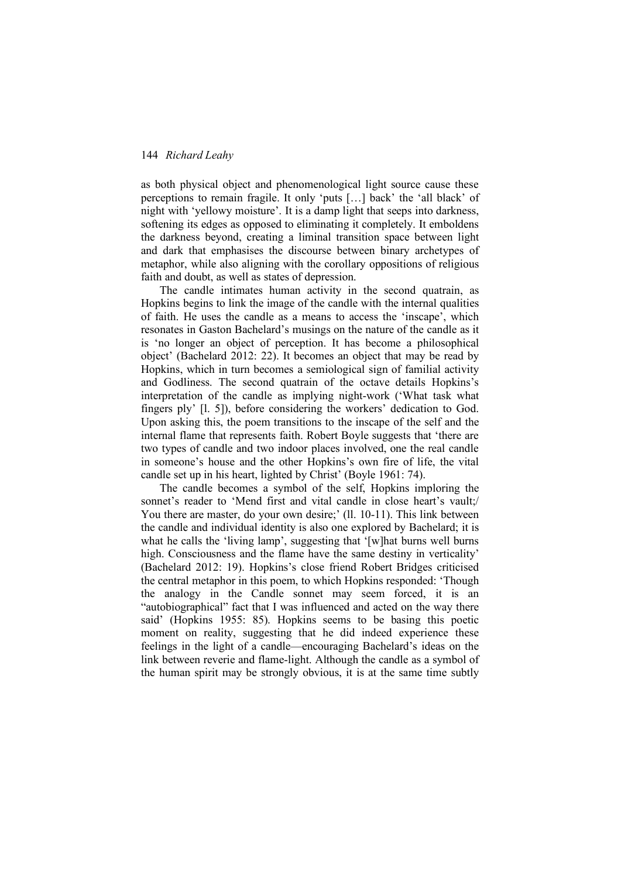as both physical object and phenomenological light source cause these perceptions to remain fragile. It only 'puts […] back' the 'all black' of night with 'yellowy moisture'. It is a damp light that seeps into darkness, softening its edges as opposed to eliminating it completely. It emboldens the darkness beyond, creating a liminal transition space between light and dark that emphasises the discourse between binary archetypes of metaphor, while also aligning with the corollary oppositions of religious faith and doubt, as well as states of depression.

The candle intimates human activity in the second quatrain, as Hopkins begins to link the image of the candle with the internal qualities of faith. He uses the candle as a means to access the 'inscape', which resonates in Gaston Bachelard's musings on the nature of the candle as it is 'no longer an object of perception. It has become a philosophical object' (Bachelard 2012: 22). It becomes an object that may be read by Hopkins, which in turn becomes a semiological sign of familial activity and Godliness. The second quatrain of the octave details Hopkins's interpretation of the candle as implying night-work ('What task what fingers ply' [l. 5]), before considering the workers' dedication to God. Upon asking this, the poem transitions to the inscape of the self and the internal flame that represents faith. Robert Boyle suggests that 'there are two types of candle and two indoor places involved, one the real candle in someone's house and the other Hopkins's own fire of life, the vital candle set up in his heart, lighted by Christ' (Boyle 1961: 74).

The candle becomes a symbol of the self, Hopkins imploring the sonnet's reader to 'Mend first and vital candle in close heart's vault;/ You there are master, do your own desire;' (ll. 10-11). This link between the candle and individual identity is also one explored by Bachelard; it is what he calls the 'living lamp', suggesting that '[w]hat burns well burns high. Consciousness and the flame have the same destiny in verticality' (Bachelard 2012: 19). Hopkins's close friend Robert Bridges criticised the central metaphor in this poem, to which Hopkins responded: 'Though the analogy in the Candle sonnet may seem forced, it is an "autobiographical" fact that I was influenced and acted on the way there said' (Hopkins 1955: 85). Hopkins seems to be basing this poetic moment on reality, suggesting that he did indeed experience these feelings in the light of a candle—encouraging Bachelard's ideas on the link between reverie and flame-light. Although the candle as a symbol of the human spirit may be strongly obvious, it is at the same time subtly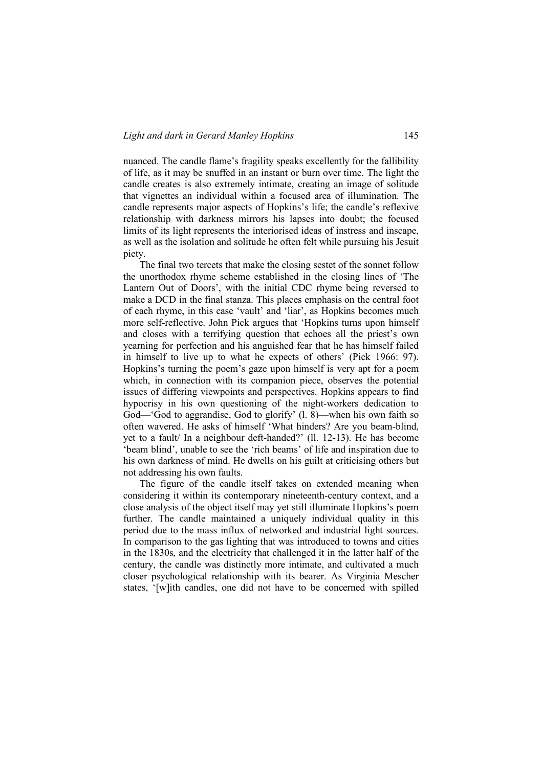nuanced. The candle flame's fragility speaks excellently for the fallibility of life, as it may be snuffed in an instant or burn over time. The light the candle creates is also extremely intimate, creating an image of solitude that vignettes an individual within a focused area of illumination. The candle represents major aspects of Hopkins's life; the candle's reflexive relationship with darkness mirrors his lapses into doubt; the focused limits of its light represents the interiorised ideas of instress and inscape, as well as the isolation and solitude he often felt while pursuing his Jesuit piety.

The final two tercets that make the closing sestet of the sonnet follow the unorthodox rhyme scheme established in the closing lines of 'The Lantern Out of Doors', with the initial CDC rhyme being reversed to make a DCD in the final stanza. This places emphasis on the central foot of each rhyme, in this case 'vault' and 'liar', as Hopkins becomes much more self-reflective. John Pick argues that 'Hopkins turns upon himself and closes with a terrifying question that echoes all the priest's own yearning for perfection and his anguished fear that he has himself failed in himself to live up to what he expects of others' (Pick 1966: 97). Hopkins's turning the poem's gaze upon himself is very apt for a poem which, in connection with its companion piece, observes the potential issues of differing viewpoints and perspectives. Hopkins appears to find hypocrisy in his own questioning of the night-workers dedication to God—'God to aggrandise, God to glorify' (l. 8)—when his own faith so often wavered. He asks of himself 'What hinders? Are you beam-blind, yet to a fault/ In a neighbour deft-handed?' (ll. 12-13). He has become 'beam blind', unable to see the 'rich beams' of life and inspiration due to his own darkness of mind. He dwells on his guilt at criticising others but not addressing his own faults.

The figure of the candle itself takes on extended meaning when considering it within its contemporary nineteenth-century context, and a close analysis of the object itself may yet still illuminate Hopkins's poem further. The candle maintained a uniquely individual quality in this period due to the mass influx of networked and industrial light sources. In comparison to the gas lighting that was introduced to towns and cities in the 1830s, and the electricity that challenged it in the latter half of the century, the candle was distinctly more intimate, and cultivated a much closer psychological relationship with its bearer. As Virginia Mescher states, '[w]ith candles, one did not have to be concerned with spilled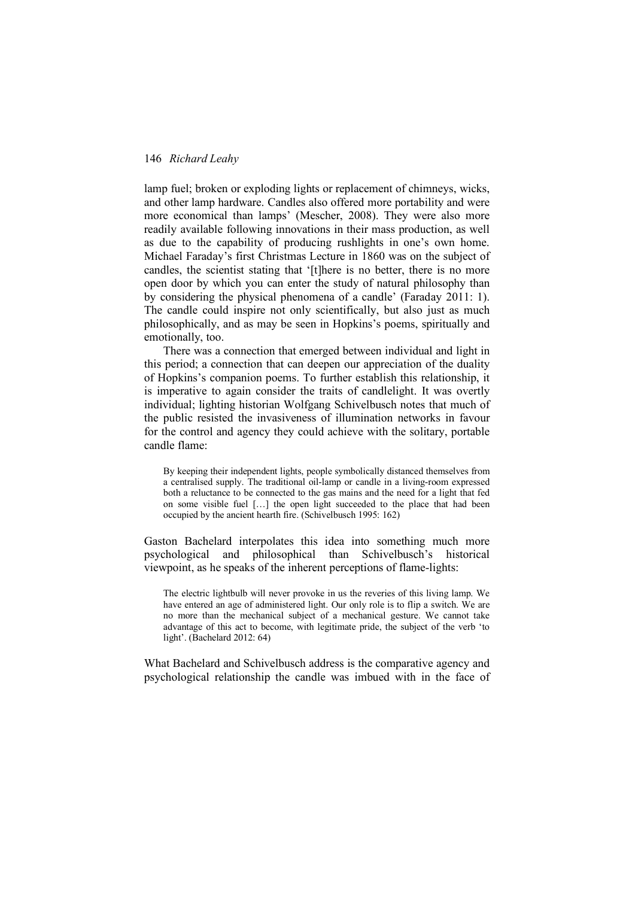lamp fuel; broken or exploding lights or replacement of chimneys, wicks, and other lamp hardware. Candles also offered more portability and were more economical than lamps' (Mescher, 2008). They were also more readily available following innovations in their mass production, as well as due to the capability of producing rushlights in one's own home. Michael Faraday's first Christmas Lecture in 1860 was on the subject of candles, the scientist stating that '[t]here is no better, there is no more open door by which you can enter the study of natural philosophy than by considering the physical phenomena of a candle' (Faraday 2011: 1). The candle could inspire not only scientifically, but also just as much philosophically, and as may be seen in Hopkins's poems, spiritually and emotionally, too.

There was a connection that emerged between individual and light in this period; a connection that can deepen our appreciation of the duality of Hopkins's companion poems. To further establish this relationship, it is imperative to again consider the traits of candlelight. It was overtly individual; lighting historian Wolfgang Schivelbusch notes that much of the public resisted the invasiveness of illumination networks in favour for the control and agency they could achieve with the solitary, portable candle flame:

> By keeping their independent lights, people symbolically distanced themselves from a centralised supply. The traditional oil-lamp or candle in a living-room expressed both a reluctance to be connected to the gas mains and the need for a light that fed on some visible fuel […] the open light succeeded to the place that had been occupied by the ancient hearth fire. (Schivelbusch 1995: 162)

Gaston Bachelard interpolates this idea into something much more psychological and philosophical than Schivelbusch's historical viewpoint, as he speaks of the inherent perceptions of flame-lights:

> The electric lightbulb will never provoke in us the reveries of this living lamp. We have entered an age of administered light. Our only role is to flip a switch. We are no more than the mechanical subject of a mechanical gesture. We cannot take advantage of this act to become, with legitimate pride, the subject of the verb 'to light'. (Bachelard 2012: 64)

What Bachelard and Schivelbusch address is the comparative agency and psychological relationship the candle was imbued with in the face of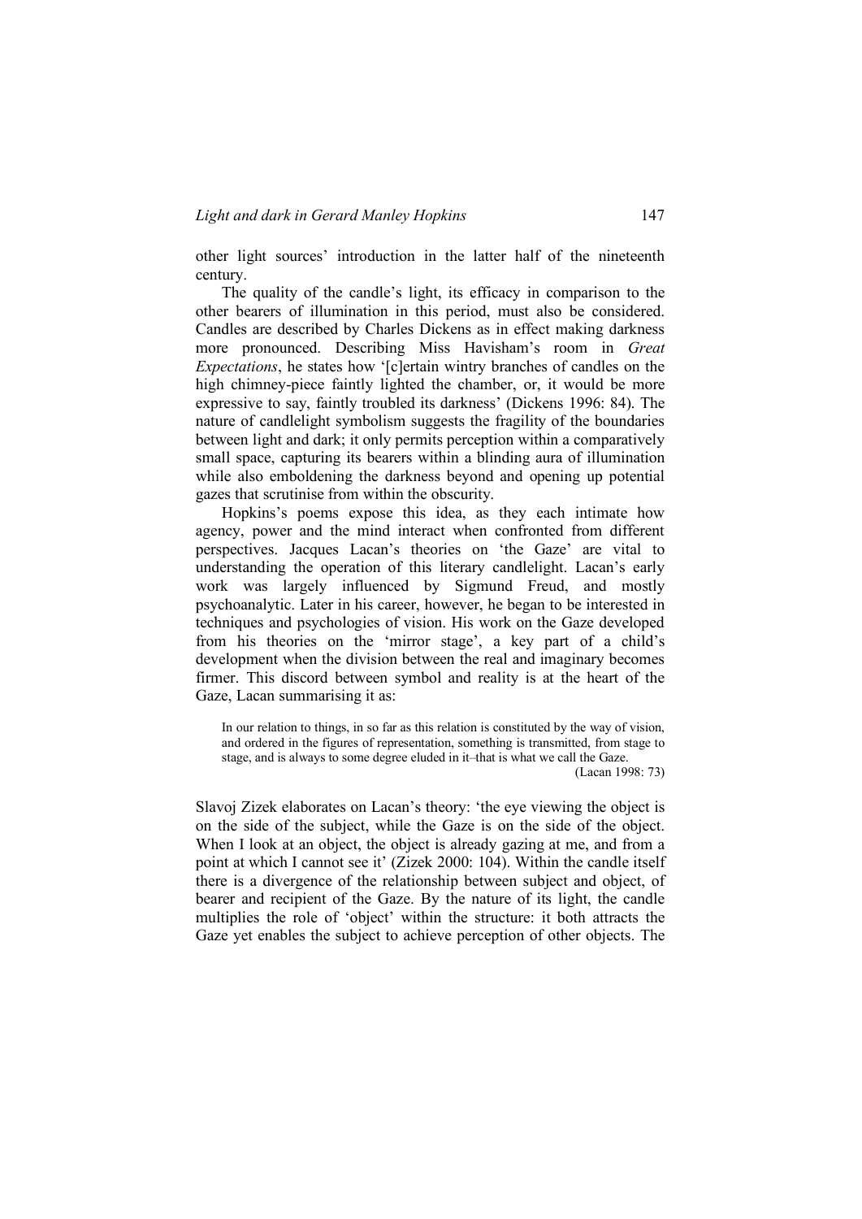other light sources' introduction in the latter half of the nineteenth century.

The quality of the candle's light, its efficacy in comparison to the other bearers of illumination in this period, must also be considered. Candles are described by Charles Dickens as in effect making darkness more pronounced. Describing Miss Havisham's room in *Great Expectations*, he states how '[c]ertain wintry branches of candles on the high chimney-piece faintly lighted the chamber, or, it would be more expressive to say, faintly troubled its darkness' (Dickens 1996: 84). The nature of candlelight symbolism suggests the fragility of the boundaries between light and dark; it only permits perception within a comparatively small space, capturing its bearers within a blinding aura of illumination while also emboldening the darkness beyond and opening up potential gazes that scrutinise from within the obscurity.

Hopkins's poems expose this idea, as they each intimate how agency, power and the mind interact when confronted from different perspectives. Jacques Lacan's theories on 'the Gaze' are vital to understanding the operation of this literary candlelight. Lacan's early work was largely influenced by Sigmund Freud, and mostly psychoanalytic. Later in his career, however, he began to be interested in techniques and psychologies of vision. His work on the Gaze developed from his theories on the 'mirror stage', a key part of a child's development when the division between the real and imaginary becomes firmer. This discord between symbol and reality is at the heart of the Gaze, Lacan summarising it as:

> In our relation to things, in so far as this relation is constituted by the way of vision, and ordered in the figures of representation, something is transmitted, from stage to stage, and is always to some degree eluded in it–that is what we call the Gaze.
> (Lacan 1998: 73)

Slavoj Zizek elaborates on Lacan's theory: 'the eye viewing the object is on the side of the subject, while the Gaze is on the side of the object. When I look at an object, the object is already gazing at me, and from a point at which I cannot see it' (Zizek 2000: 104). Within the candle itself there is a divergence of the relationship between subject and object, of bearer and recipient of the Gaze. By the nature of its light, the candle multiplies the role of 'object' within the structure: it both attracts the Gaze yet enables the subject to achieve perception of other objects. The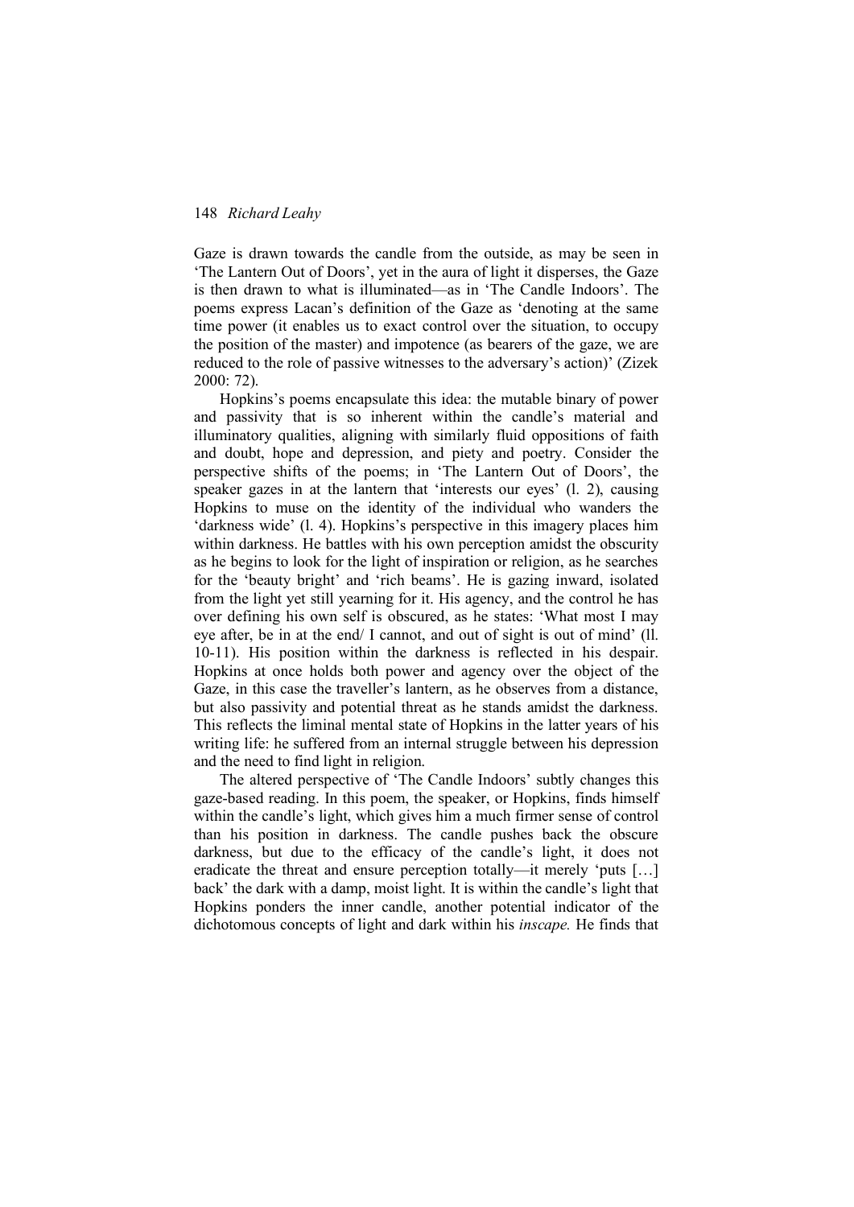Gaze is drawn towards the candle from the outside, as may be seen in 'The Lantern Out of Doors', yet in the aura of light it disperses, the Gaze is then drawn to what is illuminated—as in 'The Candle Indoors'. The poems express Lacan's definition of the Gaze as 'denoting at the same time power (it enables us to exact control over the situation, to occupy the position of the master) and impotence (as bearers of the gaze, we are reduced to the role of passive witnesses to the adversary's action)' (Zizek 2000: 72).

Hopkins's poems encapsulate this idea: the mutable binary of power and passivity that is so inherent within the candle's material and illuminatory qualities, aligning with similarly fluid oppositions of faith and doubt, hope and depression, and piety and poetry. Consider the perspective shifts of the poems; in 'The Lantern Out of Doors', the speaker gazes in at the lantern that 'interests our eyes' (l. 2), causing Hopkins to muse on the identity of the individual who wanders the 'darkness wide' (l. 4). Hopkins's perspective in this imagery places him within darkness. He battles with his own perception amidst the obscurity as he begins to look for the light of inspiration or religion, as he searches for the 'beauty bright' and 'rich beams'. He is gazing inward, isolated from the light yet still yearning for it. His agency, and the control he has over defining his own self is obscured, as he states: 'What most I may eye after, be in at the end/ I cannot, and out of sight is out of mind' (ll. 10-11). His position within the darkness is reflected in his despair. Hopkins at once holds both power and agency over the object of the Gaze, in this case the traveller's lantern, as he observes from a distance, but also passivity and potential threat as he stands amidst the darkness. This reflects the liminal mental state of Hopkins in the latter years of his writing life: he suffered from an internal struggle between his depression and the need to find light in religion.

The altered perspective of 'The Candle Indoors' subtly changes this gaze-based reading. In this poem, the speaker, or Hopkins, finds himself within the candle's light, which gives him a much firmer sense of control than his position in darkness. The candle pushes back the obscure darkness, but due to the efficacy of the candle's light, it does not eradicate the threat and ensure perception totally—it merely 'puts […] back' the dark with a damp, moist light. It is within the candle's light that Hopkins ponders the inner candle, another potential indicator of the dichotomous concepts of light and dark within his *inscape.* He finds that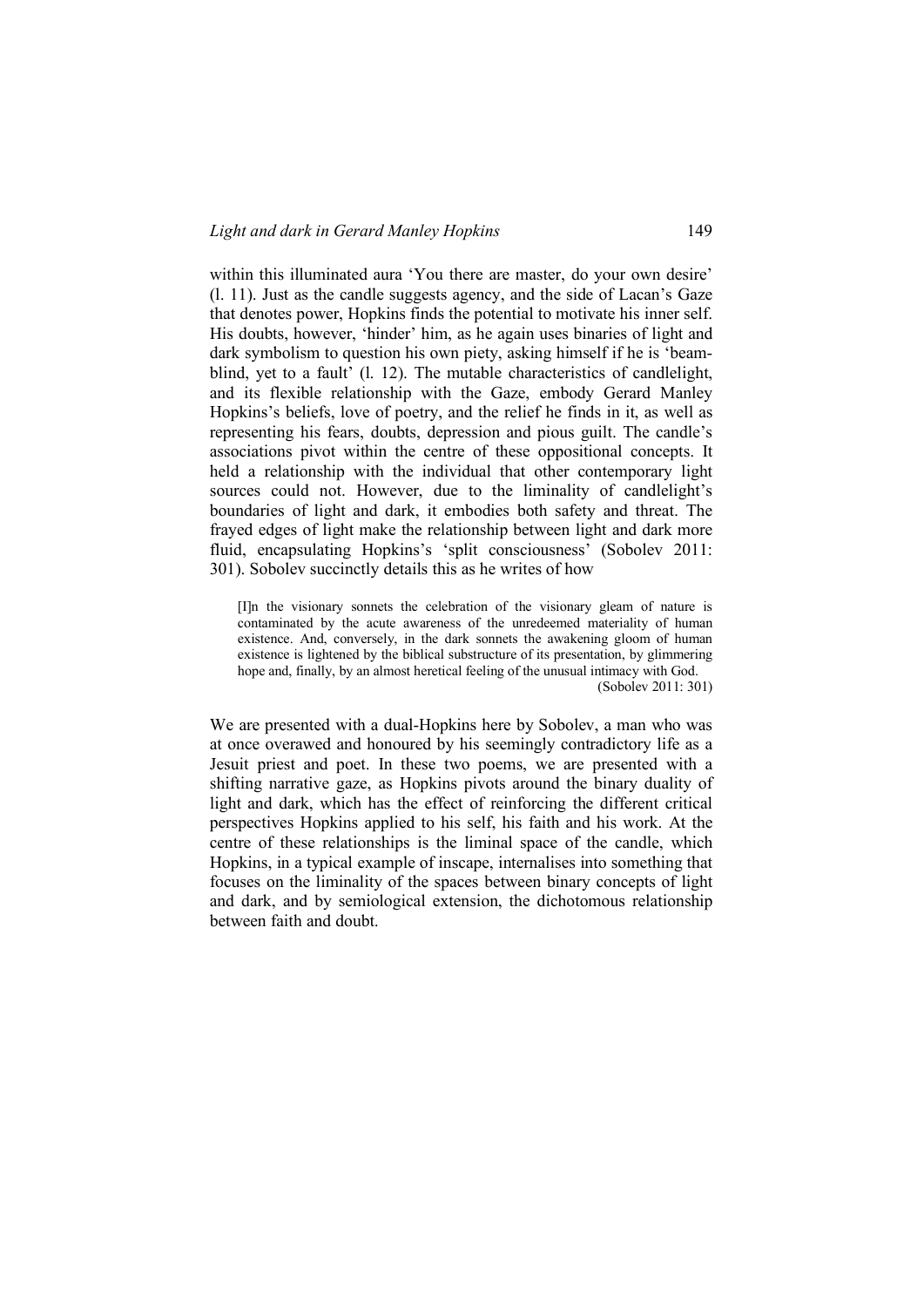within this illuminated aura 'You there are master, do your own desire' (l. 11). Just as the candle suggests agency, and the side of Lacan's Gaze that denotes power, Hopkins finds the potential to motivate his inner self. His doubts, however, 'hinder' him, as he again uses binaries of light and dark symbolism to question his own piety, asking himself if he is 'beam-blind, yet to a fault' (l. 12). The mutable characteristics of candlelight, and its flexible relationship with the Gaze, embody Gerard Manley Hopkins's beliefs, love of poetry, and the relief he finds in it, as well as representing his fears, doubts, depression and pious guilt. The candle's associations pivot within the centre of these oppositional concepts. It held a relationship with the individual that other contemporary light sources could not. However, due to the liminality of candlelight's boundaries of light and dark, it embodies both safety and threat. The frayed edges of light make the relationship between light and dark more fluid, encapsulating Hopkins's 'split consciousness' (Sobolev 2011: 301). Sobolev succinctly details this as he writes of how

> [I]n the visionary sonnets the celebration of the visionary gleam of nature is contaminated by the acute awareness of the unredeemed materiality of human existence. And, conversely, in the dark sonnets the awakening gloom of human existence is lightened by the biblical substructure of its presentation, by glimmering hope and, finally, by an almost heretical feeling of the unusual intimacy with God.
> (Sobolev 2011: 301)

We are presented with a dual-Hopkins here by Sobolev, a man who was at once overawed and honoured by his seemingly contradictory life as a Jesuit priest and poet. In these two poems, we are presented with a shifting narrative gaze, as Hopkins pivots around the binary duality of light and dark, which has the effect of reinforcing the different critical perspectives Hopkins applied to his self, his faith and his work. At the centre of these relationships is the liminal space of the candle, which Hopkins, in a typical example of inscape, internalises into something that focuses on the liminality of the spaces between binary concepts of light and dark, and by semiological extension, the dichotomous relationship between faith and doubt.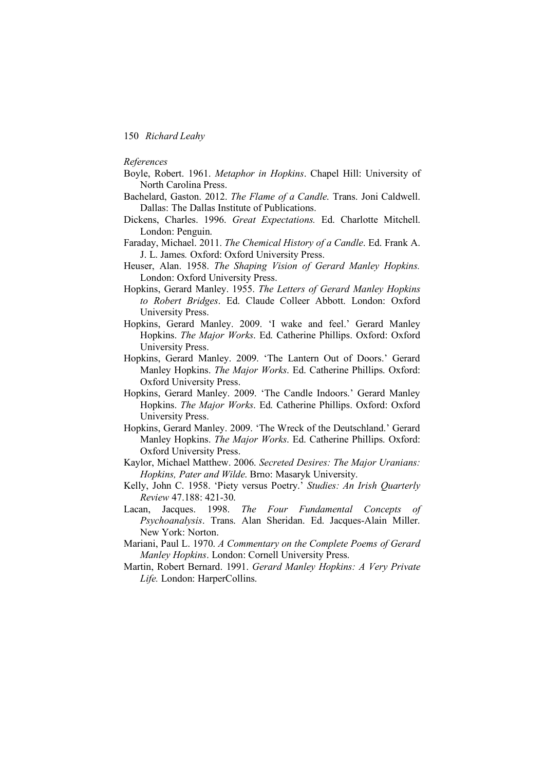*References*

Boyle, Robert. 1961. *Metaphor in Hopkins*. Chapel Hill: University of North Carolina Press.

Bachelard, Gaston. 2012. *The Flame of a Candle.* Trans. Joni Caldwell. Dallas: The Dallas Institute of Publications.

Dickens, Charles. 1996. *Great Expectations.* Ed. Charlotte Mitchell. London: Penguin.

Faraday, Michael. 2011. *The Chemical History of a Candle*. Ed. Frank A. J. L. James. Oxford: Oxford University Press.

Heuser, Alan. 1958. *The Shaping Vision of Gerard Manley Hopkins.* London: Oxford University Press.

Hopkins, Gerard Manley. 1955. *The Letters of Gerard Manley Hopkins to Robert Bridges*. Ed. Claude Colleer Abbott. London: Oxford University Press.

Hopkins, Gerard Manley. 2009. 'I wake and feel.' Gerard Manley Hopkins. *The Major Works*. Ed. Catherine Phillips. Oxford: Oxford University Press.

Hopkins, Gerard Manley. 2009. 'The Lantern Out of Doors.' Gerard Manley Hopkins. *The Major Works*. Ed. Catherine Phillips. Oxford: Oxford University Press.

Hopkins, Gerard Manley. 2009. 'The Candle Indoors.' Gerard Manley Hopkins. *The Major Works*. Ed. Catherine Phillips. Oxford: Oxford University Press.

Hopkins, Gerard Manley. 2009. 'The Wreck of the Deutschland.' Gerard Manley Hopkins. *The Major Works*. Ed. Catherine Phillips. Oxford: Oxford University Press.

Kaylor, Michael Matthew. 2006. *Secreted Desires: The Major Uranians: Hopkins, Pater and Wilde*. Brno: Masaryk University.

Kelly, John C. 1958. 'Piety versus Poetry.' *Studies: An Irish Quarterly Review* 47.188: 421-30.

Lacan, Jacques. 1998. *The Four Fundamental Concepts of Psychoanalysis*. Trans. Alan Sheridan. Ed. Jacques-Alain Miller. New York: Norton.

Mariani, Paul L. 1970. *A Commentary on the Complete Poems of Gerard Manley Hopkins*. London: Cornell University Press.

Martin, Robert Bernard. 1991. *Gerard Manley Hopkins: A Very Private Life.* London: HarperCollins.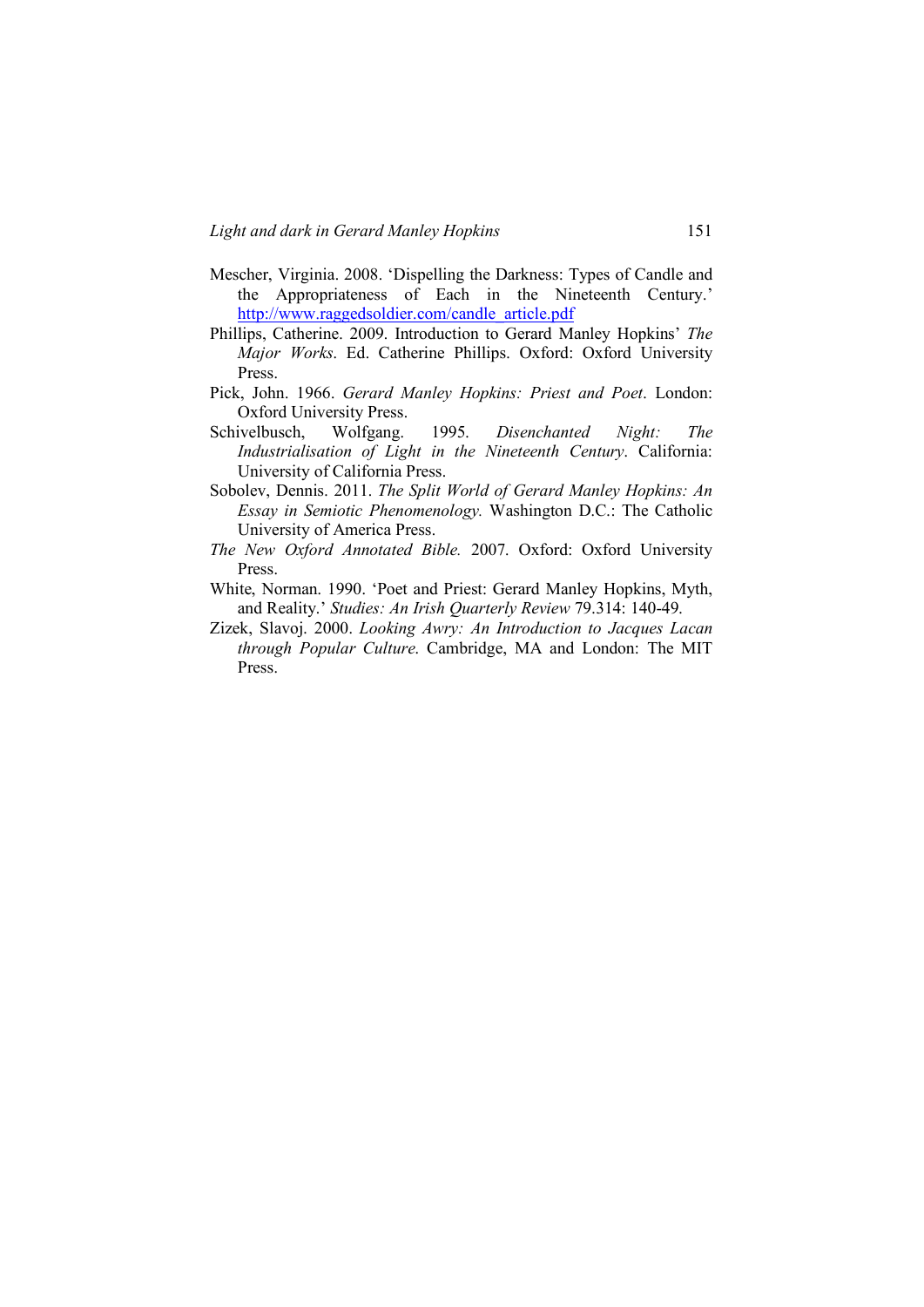Mescher, Virginia. 2008. 'Dispelling the Darkness: Types of Candle and the Appropriateness of Each in the Nineteenth Century.' http://www.raggedsoldier.com/candle_article.pdf

Phillips, Catherine. 2009. Introduction to Gerard Manley Hopkins' *The Major Works*. Ed. Catherine Phillips. Oxford: Oxford University Press.

Pick, John. 1966. *Gerard Manley Hopkins: Priest and Poet*. London: Oxford University Press.

Schivelbusch, Wolfgang. 1995. *Disenchanted Night: The Industrialisation of Light in the Nineteenth Century*. California: University of California Press.

Sobolev, Dennis. 2011. *The Split World of Gerard Manley Hopkins: An Essay in Semiotic Phenomenology.* Washington D.C.: The Catholic University of America Press.

*The New Oxford Annotated Bible.* 2007. Oxford: Oxford University Press.

White, Norman. 1990. 'Poet and Priest: Gerard Manley Hopkins, Myth, and Reality.' *Studies: An Irish Quarterly Review* 79.314: 140-49.

Zizek, Slavoj. 2000. *Looking Awry: An Introduction to Jacques Lacan through Popular Culture.* Cambridge, MA and London: The MIT Press.